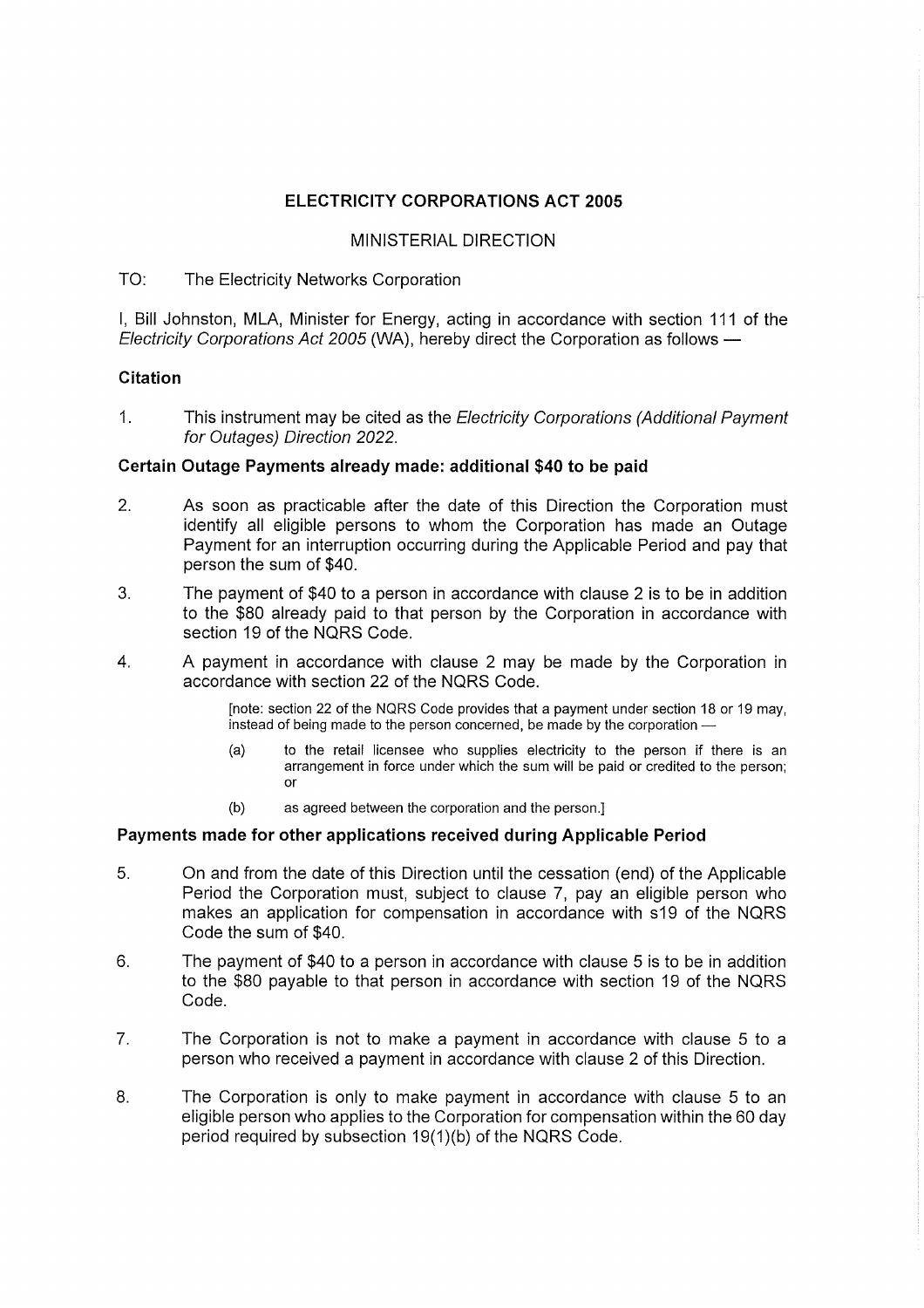# ELECTRICITY CORPORATIONS ACT 2005

## MINISTERIAL DIRECTION

TO: The Electricity Networks Corporation

I, Bill Johnston, MLA, Minister for Energy, acting in accordance with section 111 of the *Electricity Corporations Act 2005* (WA), hereby direct the Corporation as follows —

### Citation

1. This instrument may be cited as the *Electricity Corporations (Additional Payment for Outages) Direction 2022.*

### Certain Outage Payments already made: additional $40 to be paid

2. As soon as practicable after the date of this Direction the Corporation must identify all eligible persons to whom the Corporation has made an Outage Payment for an interruption occurring during the Applicable Period and pay that person the sum of $40.

3. The payment of $40 to a person in accordance with clause 2 is to be in addition to the $80 already paid to that person by the Corporation in accordance with section 19 of the NQRS Code.

4. A payment in accordance with clause 2 may be made by the Corporation in accordance with section 22 of the NQRS Code.

   [note: section 22 of the NQRS Code provides that a payment under section 18 or 19 may, instead of being made to the person concerned, be made by the corporation —

   (a) to the retail licensee who supplies electricity to the person if there is an arrangement in force under which the sum will be paid or credited to the person; or

   (b) as agreed between the corporation and the person.]

### Payments made for other applications received during Applicable Period

5. On and from the date of this Direction until the cessation (end) of the Applicable Period the Corporation must, subject to clause 7, pay an eligible person who makes an application for compensation in accordance with s19 of the NQRS Code the sum of $40.

6. The payment of $40 to a person in accordance with clause 5 is to be in addition to the $80 payable to that person in accordance with section 19 of the NQRS Code.

7. The Corporation is not to make a payment in accordance with clause 5 to a person who received a payment in accordance with clause 2 of this Direction.

8. The Corporation is only to make payment in accordance with clause 5 to an eligible person who applies to the Corporation for compensation within the 60 day period required by subsection 19(1)(b) of the NQRS Code.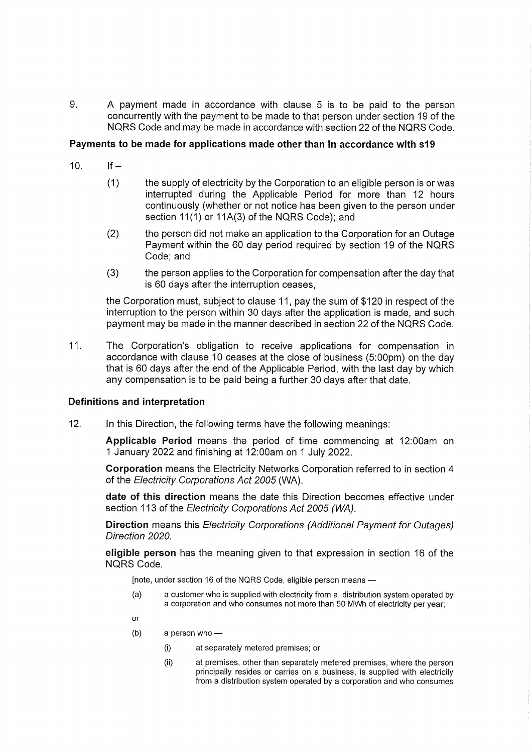9. A payment made in accordance with clause 5 is to be paid to the person concurrently with the payment to be made to that person under section 19 of the NQRS Code and may be made in accordance with section 22 of the NQRS Code.

**Payments to be made for applications made other than in accordance with s19**

10. If –

    (1) the supply of electricity by the Corporation to an eligible person is or was interrupted during the Applicable Period for more than 12 hours continuously (whether or not notice has been given to the person under section 11(1) or 11A(3) of the NQRS Code); and

    (2) the person did not make an application to the Corporation for an Outage Payment within the 60 day period required by section 19 of the NQRS Code; and

    (3) the person applies to the Corporation for compensation after the day that is 60 days after the interruption ceases,

    the Corporation must, subject to clause 11, pay the sum of $120 in respect of the interruption to the person within 30 days after the application is made, and such payment may be in the manner described in section 22 of the NQRS Code.

11. The Corporation's obligation to receive applications for compensation in accordance with clause 10 ceases at the close of business (5:00pm) on the day that is 60 days after the end of the Applicable Period, with the last day by which any compensation is to be paid being a further 30 days after that date.

**Definitions and interpretation**

12. In this Direction, the following terms have the following meanings:

    **Applicable Period** means the period of time commencing at 12:00am on 1 January 2022 and finishing at 12:00am on 1 July 2022.

    **Corporation** means the Electricity Networks Corporation referred to in section 4 of the *Electricity Corporations Act 2005* (WA).

    **date of this direction** means the date this Direction becomes effective under section 113 of the *Electricity Corporations Act 2005 (WA)*.

    **Direction** means this *Electricity Corporations (Additional Payment for Outages) Direction 2020*.

    **eligible person** has the meaning given to that expression in section 16 of the NQRS Code.

    [note, under section 16 of the NQRS Code, eligible person means —

    (a) a customer who is supplied with electricity from a distribution system operated by a corporation and who consumes not more than 50 MWh of electricity per year;

    or

    (b) a person who —

        (i) at separately metered premises; or

        (ii) at premises, other than separately metered premises, where the person principally resides or carries on a business, is supplied with electricity from a distribution system operated by a corporation and who consumes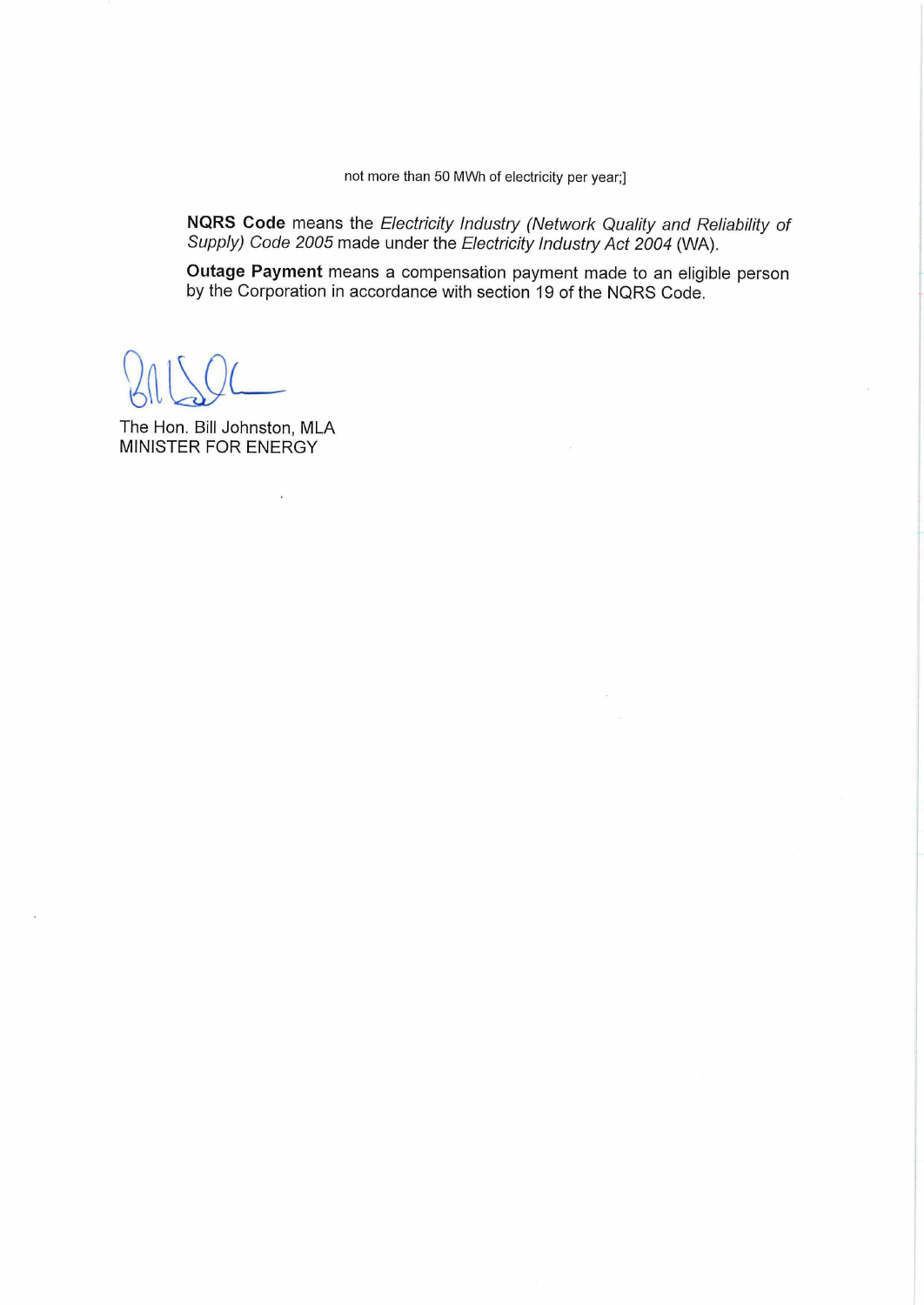not more than 50 MWh of electricity per year;]

**NQRS Code** means the *Electricity Industry (Network Quality and Reliability of Supply) Code 2005* made under the *Electricity Industry Act 2004* (WA).

**Outage Payment** means a compensation payment made to an eligible person by the Corporation in accordance with section 19 of the NQRS Code.

The Hon. Bill Johnston, MLA
MINISTER FOR ENERGY